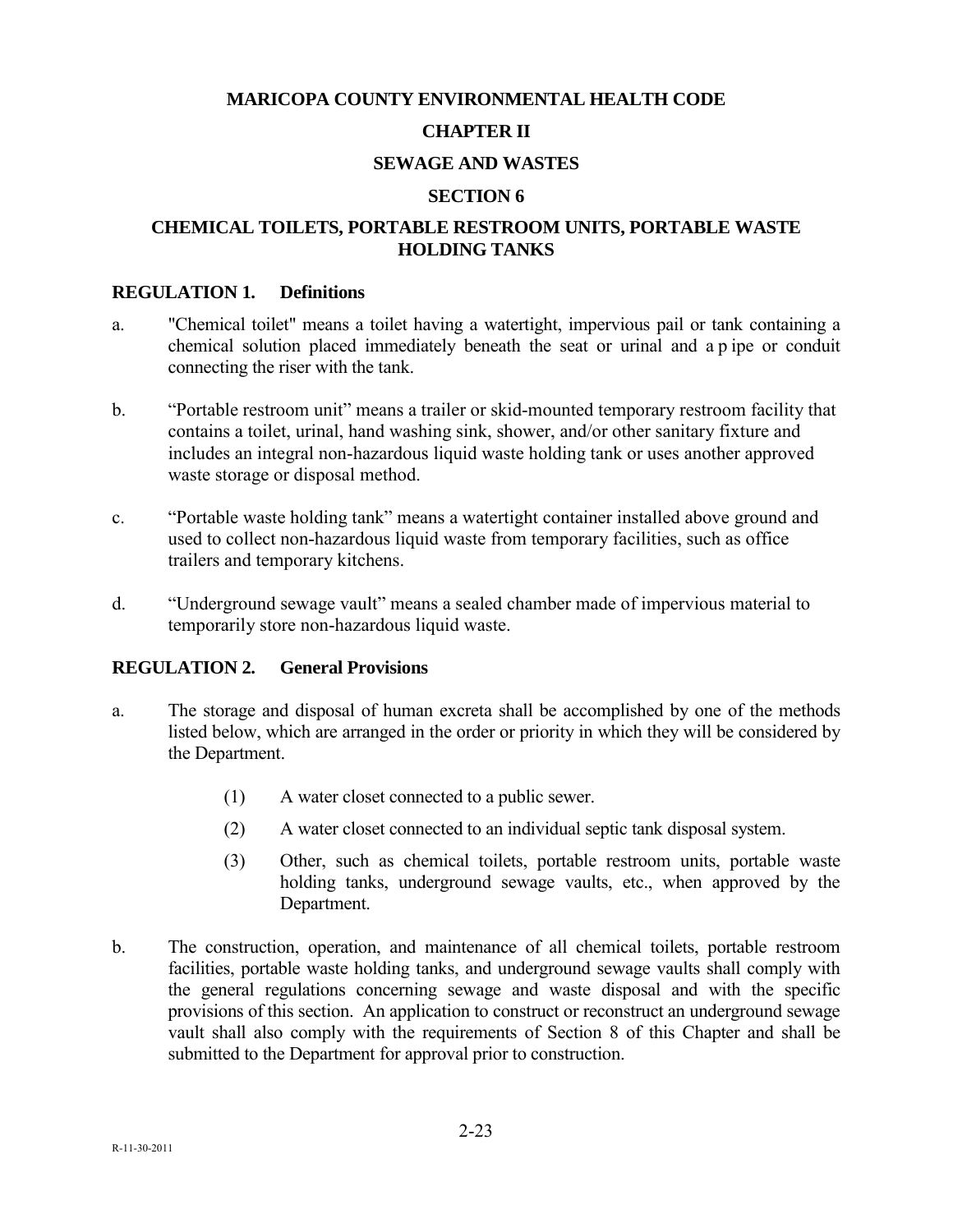# MARICOPA COUNTY ENVIRONMENTAL HEALTH CODE

# CHAPTER II

# SEWAGE AND WASTES

## SECTION 6

## CHEMICAL TOILETS, PORTABLE RESTROOM UNITS, PORTABLE WASTE HOLDING TANKS

### REGULATION 1. Definitions

a. "Chemical toilet" means a toilet having a watertight, impervious pail or tank containing a chemical solution placed immediately beneath the seat or urinal and a p ipe or conduit connecting the riser with the tank.

b. "Portable restroom unit" means a trailer or skid-mounted temporary restroom facility that contains a toilet, urinal, hand washing sink, shower, and/or other sanitary fixture and includes an integral non-hazardous liquid waste holding tank or uses another approved waste storage or disposal method.

c. "Portable waste holding tank" means a watertight container installed above ground and used to collect non-hazardous liquid waste from temporary facilities, such as office trailers and temporary kitchens.

d. "Underground sewage vault" means a sealed chamber made of impervious material to temporarily store non-hazardous liquid waste.

### REGULATION 2. General Provisions

a. The storage and disposal of human excreta shall be accomplished by one of the methods listed below, which are arranged in the order or priority in which they will be considered by the Department.

   (1) A water closet connected to a public sewer.

   (2) A water closet connected to an individual septic tank disposal system.

   (3) Other, such as chemical toilets, portable restroom units, portable waste holding tanks, underground sewage vaults, etc., when approved by the Department.

b. The construction, operation, and maintenance of all chemical toilets, portable restroom facilities, portable waste holding tanks, and underground sewage vaults shall comply with the general regulations concerning sewage and waste disposal and with the specific provisions of this section. An application to construct or reconstruct an underground sewage vault shall also comply with the requirements of Section 8 of this Chapter and shall be submitted to the Department for approval prior to construction.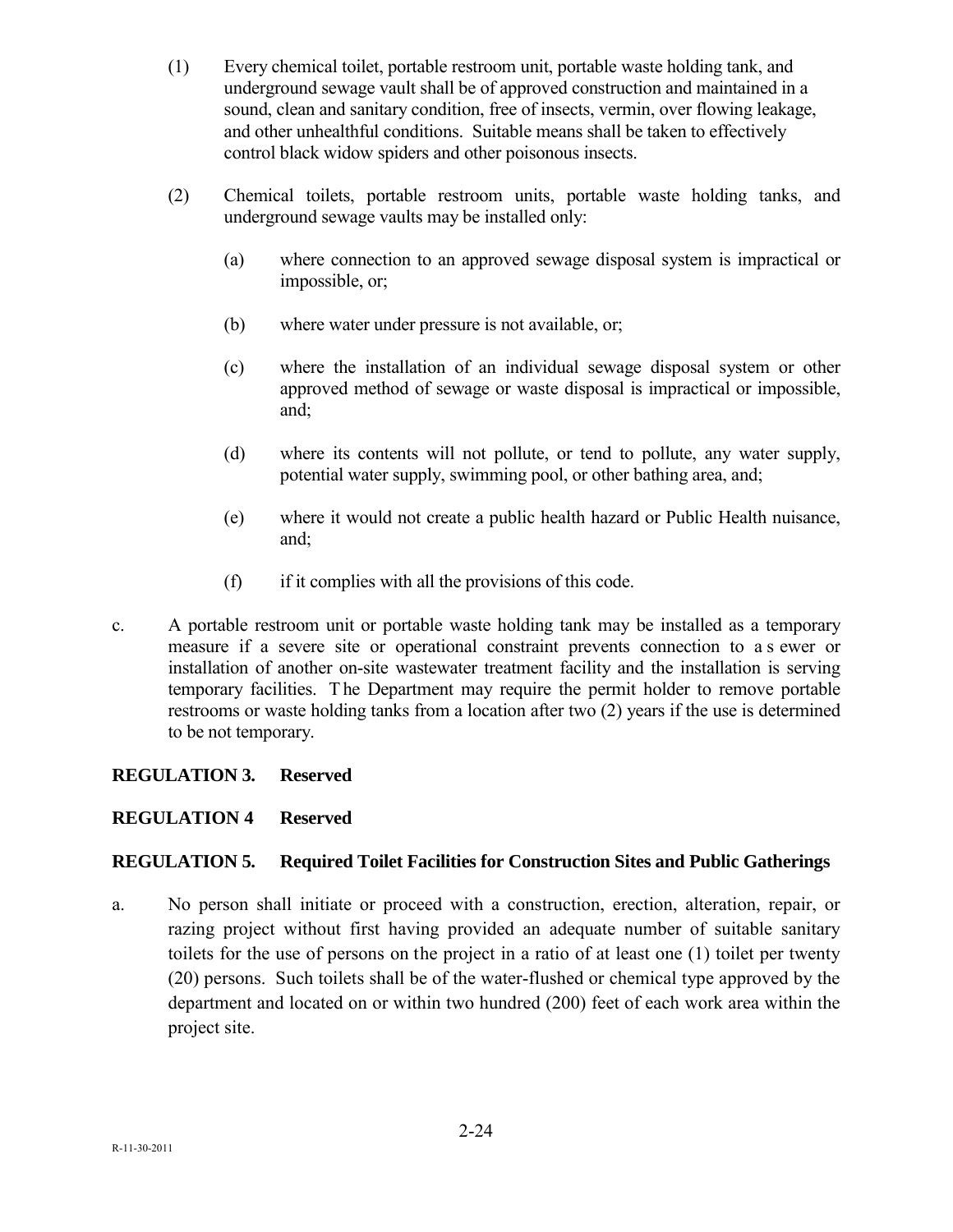(1) Every chemical toilet, portable restroom unit, portable waste holding tank, and underground sewage vault shall be of approved construction and maintained in a sound, clean and sanitary condition, free of insects, vermin, over flowing leakage, and other unhealthful conditions. Suitable means shall be taken to effectively control black widow spiders and other poisonous insects.

(2) Chemical toilets, portable restroom units, portable waste holding tanks, and underground sewage vaults may be installed only:

(a) where connection to an approved sewage disposal system is impractical or impossible, or;

(b) where water under pressure is not available, or;

(c) where the installation of an individual sewage disposal system or other approved method of sewage or waste disposal is impractical or impossible, and;

(d) where its contents will not pollute, or tend to pollute, any water supply, potential water supply, swimming pool, or other bathing area, and;

(e) where it would not create a public health hazard or Public Health nuisance, and;

(f) if it complies with all the provisions of this code.

c. A portable restroom unit or portable waste holding tank may be installed as a temporary measure if a severe site or operational constraint prevents connection to a sewer or installation of another on-site wastewater treatment facility and the installation is serving temporary facilities. The Department may require the permit holder to remove portable restrooms or waste holding tanks from a location after two (2) years if the use is determined to be not temporary.

**REGULATION 3. Reserved**

**REGULATION 4 Reserved**

**REGULATION 5. Required Toilet Facilities for Construction Sites and Public Gatherings**

a. No person shall initiate or proceed with a construction, erection, alteration, repair, or razing project without first having provided an adequate number of suitable sanitary toilets for the use of persons on the project in a ratio of at least one (1) toilet per twenty (20) persons. Such toilets shall be of the water-flushed or chemical type approved by the department and located on or within two hundred (200) feet of each work area within the project site.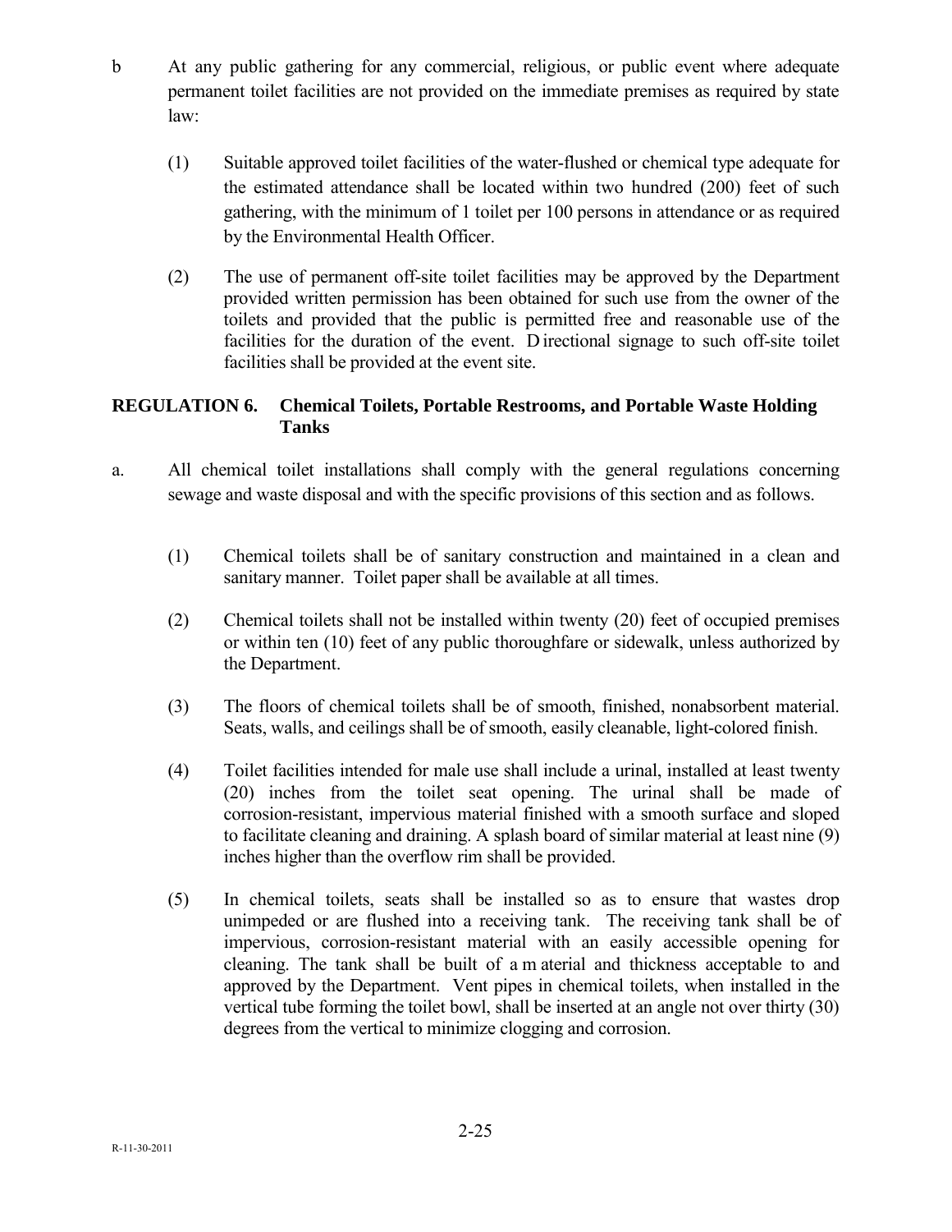b At any public gathering for any commercial, religious, or public event where adequate permanent toilet facilities are not provided on the immediate premises as required by state law:

(1) Suitable approved toilet facilities of the water-flushed or chemical type adequate for the estimated attendance shall be located within two hundred (200) feet of such gathering, with the minimum of 1 toilet per 100 persons in attendance or as required by the Environmental Health Officer.

(2) The use of permanent off-site toilet facilities may be approved by the Department provided written permission has been obtained for such use from the owner of the toilets and provided that the public is permitted free and reasonable use of the facilities for the duration of the event. Directional signage to such off-site toilet facilities shall be provided at the event site.

## REGULATION 6. Chemical Toilets, Portable Restrooms, and Portable Waste Holding Tanks

a. All chemical toilet installations shall comply with the general regulations concerning sewage and waste disposal and with the specific provisions of this section and as follows.

(1) Chemical toilets shall be of sanitary construction and maintained in a clean and sanitary manner. Toilet paper shall be available at all times.

(2) Chemical toilets shall not be installed within twenty (20) feet of occupied premises or within ten (10) feet of any public thoroughfare or sidewalk, unless authorized by the Department.

(3) The floors of chemical toilets shall be of smooth, finished, nonabsorbent material. Seats, walls, and ceilings shall be of smooth, easily cleanable, light-colored finish.

(4) Toilet facilities intended for male use shall include a urinal, installed at least twenty (20) inches from the toilet seat opening. The urinal shall be made of corrosion-resistant, impervious material finished with a smooth surface and sloped to facilitate cleaning and draining. A splash board of similar material at least nine (9) inches higher than the overflow rim shall be provided.

(5) In chemical toilets, seats shall be installed so as to ensure that wastes drop unimpeded or are flushed into a receiving tank. The receiving tank shall be of impervious, corrosion-resistant material with an easily accessible opening for cleaning. The tank shall be built of a material and thickness acceptable to and approved by the Department. Vent pipes in chemical toilets, when installed in the vertical tube forming the toilet bowl, shall be inserted at an angle not over thirty (30) degrees from the vertical to minimize clogging and corrosion.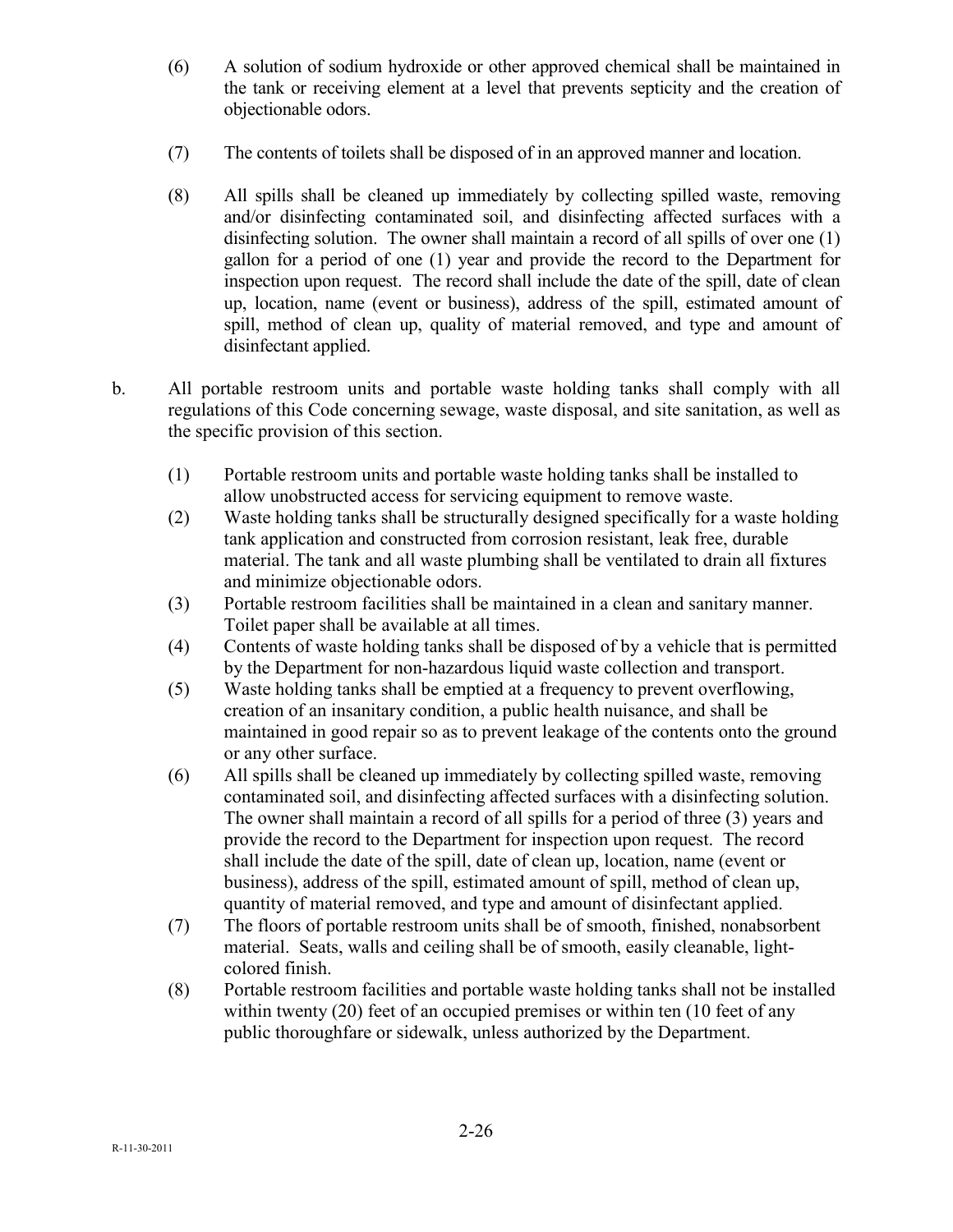(6) A solution of sodium hydroxide or other approved chemical shall be maintained in the tank or receiving element at a level that prevents septicity and the creation of objectionable odors.

(7) The contents of toilets shall be disposed of in an approved manner and location.

(8) All spills shall be cleaned up immediately by collecting spilled waste, removing and/or disinfecting contaminated soil, and disinfecting affected surfaces with a disinfecting solution. The owner shall maintain a record of all spills of over one (1) gallon for a period of one (1) year and provide the record to the Department for inspection upon request. The record shall include the date of the spill, date of clean up, location, name (event or business), address of the spill, estimated amount of spill, method of clean up, quality of material removed, and type and amount of disinfectant applied.

b. All portable restroom units and portable waste holding tanks shall comply with all regulations of this Code concerning sewage, waste disposal, and site sanitation, as well as the specific provision of this section.

(1) Portable restroom units and portable waste holding tanks shall be installed to allow unobstructed access for servicing equipment to remove waste.

(2) Waste holding tanks shall be structurally designed specifically for a waste holding tank application and constructed from corrosion resistant, leak free, durable material. The tank and all waste plumbing shall be ventilated to drain all fixtures and minimize objectionable odors.

(3) Portable restroom facilities shall be maintained in a clean and sanitary manner. Toilet paper shall be available at all times.

(4) Contents of waste holding tanks shall be disposed of by a vehicle that is permitted by the Department for non-hazardous liquid waste collection and transport.

(5) Waste holding tanks shall be emptied at a frequency to prevent overflowing, creation of an insanitary condition, a public health nuisance, and shall be maintained in good repair so as to prevent leakage of the contents onto the ground or any other surface.

(6) All spills shall be cleaned up immediately by collecting spilled waste, removing contaminated soil, and disinfecting affected surfaces with a disinfecting solution. The owner shall maintain a record of all spills for a period of three (3) years and provide the record to the Department for inspection upon request. The record shall include the date of the spill, date of clean up, location, name (event or business), address of the spill, estimated amount of spill, method of clean up, quantity of material removed, and type and amount of disinfectant applied.

(7) The floors of portable restroom units shall be of smooth, finished, nonabsorbent material. Seats, walls and ceiling shall be of smooth, easily cleanable, light-colored finish.

(8) Portable restroom facilities and portable waste holding tanks shall not be installed within twenty (20) feet of an occupied premises or within ten (10 feet of any public thoroughfare or sidewalk, unless authorized by the Department.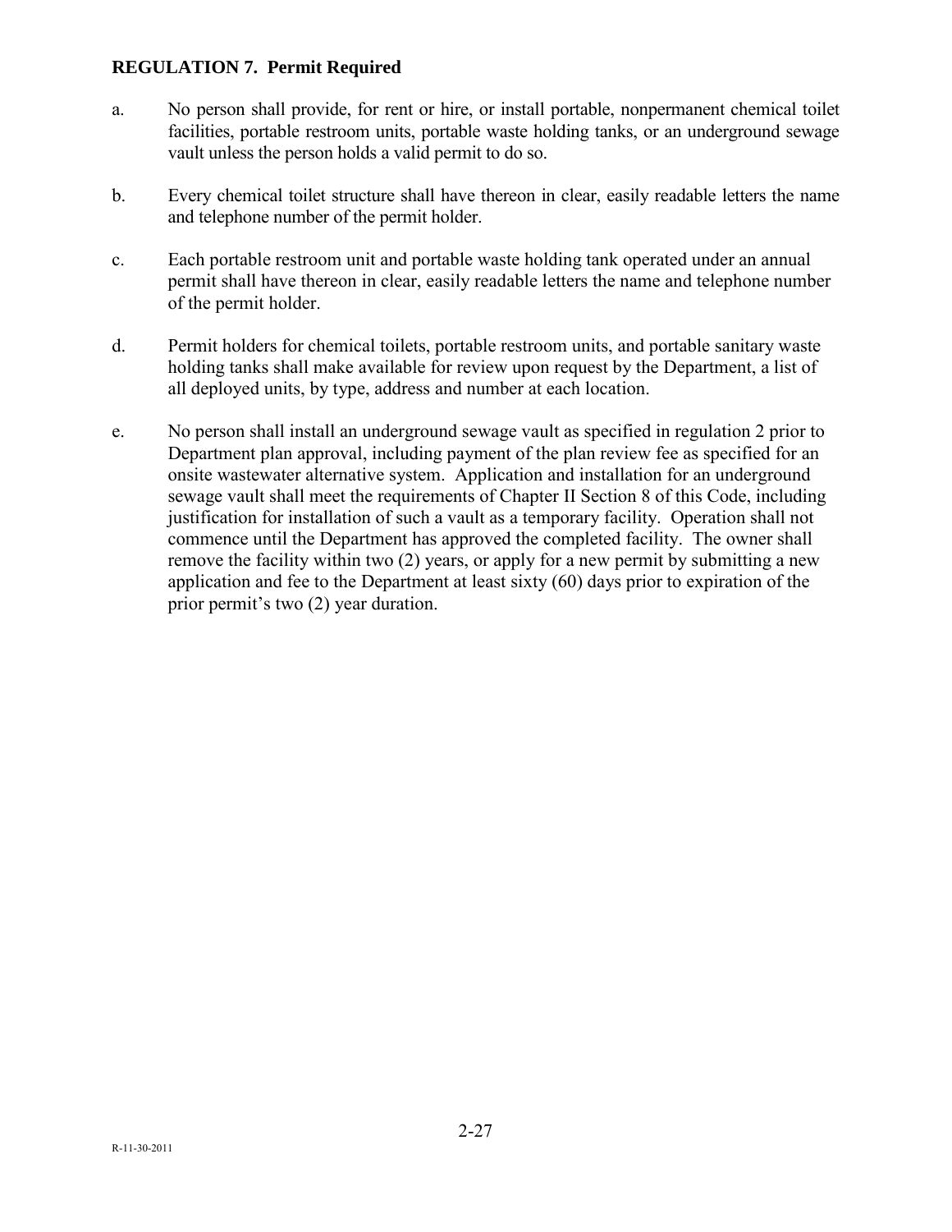## REGULATION 7. Permit Required

a. No person shall provide, for rent or hire, or install portable, nonpermanent chemical toilet facilities, portable restroom units, portable waste holding tanks, or an underground sewage vault unless the person holds a valid permit to do so.

b. Every chemical toilet structure shall have thereon in clear, easily readable letters the name and telephone number of the permit holder.

c. Each portable restroom unit and portable waste holding tank operated under an annual permit shall have thereon in clear, easily readable letters the name and telephone number of the permit holder.

d. Permit holders for chemical toilets, portable restroom units, and portable sanitary waste holding tanks shall make available for review upon request by the Department, a list of all deployed units, by type, address and number at each location.

e. No person shall install an underground sewage vault as specified in regulation 2 prior to Department plan approval, including payment of the plan review fee as specified for an onsite wastewater alternative system. Application and installation for an underground sewage vault shall meet the requirements of Chapter II Section 8 of this Code, including justification for installation of such a vault as a temporary facility. Operation shall not commence until the Department has approved the completed facility. The owner shall remove the facility within two (2) years, or apply for a new permit by submitting a new application and fee to the Department at least sixty (60) days prior to expiration of the prior permit's two (2) year duration.